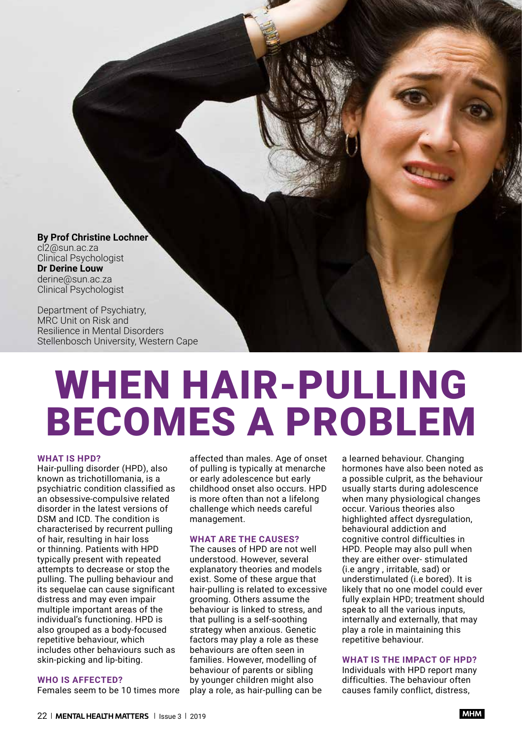**By Prof Christine Lochner**
cl2@sun.ac.za
Clinical Psychologist
**Dr Derine Louw**
derine@sun.ac.za
Clinical Psychologist

Department of Psychiatry,
MRC Unit on Risk and
Resilience in Mental Disorders
Stellenbosch University, Western Cape

# WHEN HAIR-PULLING BECOMES A PROBLEM

## WHAT IS HPD?

Hair-pulling disorder (HPD), also known as trichotillomania, is a psychiatric condition classified as an obsessive-compulsive related disorder in the latest versions of DSM and ICD. The condition is characterised by recurrent pulling of hair, resulting in hair loss or thinning. Patients with HPD typically present with repeated attempts to decrease or stop the pulling. The pulling behaviour and its sequelae can cause significant distress and may even impair multiple important areas of the individual's functioning. HPD is also grouped as a body-focused repetitive behaviour, which includes other behaviours such as skin-picking and lip-biting.

## WHO IS AFFECTED?

Females seem to be 10 times more affected than males. Age of onset of pulling is typically at menarche or early adolescence but early childhood onset also occurs. HPD is more often than not a lifelong challenge which needs careful management.

## WHAT ARE THE CAUSES?

The causes of HPD are not well understood. However, several explanatory theories and models exist. Some of these argue that hair-pulling is related to excessive grooming. Others assume the behaviour is linked to stress, and that pulling is a self-soothing strategy when anxious. Genetic factors may play a role as these behaviours are often seen in families. However, modelling of behaviour of parents or sibling by younger children might also play a role, as hair-pulling can be a learned behaviour. Changing hormones have also been noted as a possible culprit, as the behaviour usually starts during adolescence when many physiological changes occur. Various theories also highlighted affect dysregulation, behavioural addiction and cognitive control difficulties in HPD. People may also pull when they are either over- stimulated (i.e angry , irritable, sad) or understimulated (i.e bored). It is likely that no one model could ever fully explain HPD; treatment should speak to all the various inputs, internally and externally, that may play a role in maintaining this repetitive behaviour.

## WHAT IS THE IMPACT OF HPD?

Individuals with HPD report many difficulties. The behaviour often causes family conflict, distress,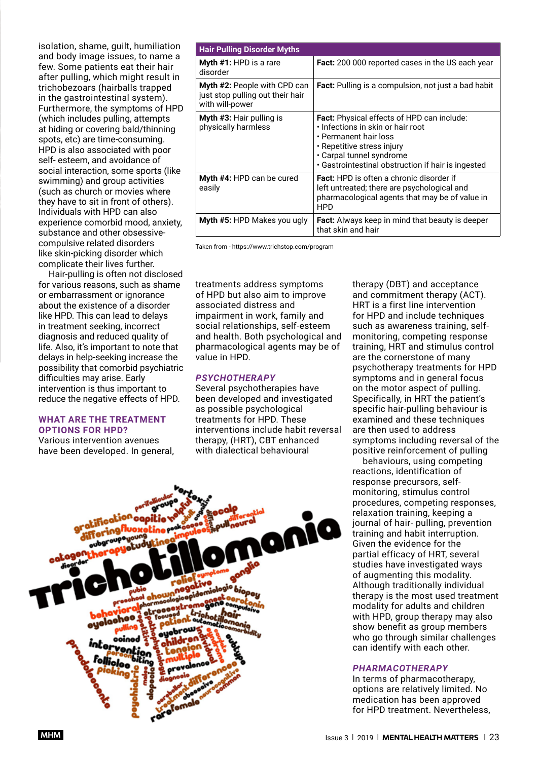isolation, shame, guilt, humiliation and body image issues, to name a few. Some patients eat their hair after pulling, which might result in trichobezoars (hairballs trapped in the gastrointestinal system). Furthermore, the symptoms of HPD (which includes pulling, attempts at hiding or covering bald/thinning spots, etc) are time-consuming. HPD is also associated with poor self- esteem, and avoidance of social interaction, some sports (like swimming) and group activities (such as church or movies where they have to sit in front of others). Individuals with HPD can also experience comorbid mood, anxiety, substance and other obsessive-compulsive related disorders like skin-picking disorder which complicate their lives further.

Hair-pulling is often not disclosed for various reasons, such as shame or embarrassment or ignorance about the existence of a disorder like HPD. This can lead to delays in treatment seeking, incorrect diagnosis and reduced quality of life. Also, it's important to note that delays in help-seeking increase the possibility that comorbid psychiatric difficulties may arise. Early intervention is thus important to reduce the negative effects of HPD.

| Hair Pulling Disorder Myths | |
|---|---|
| **Myth #1:** HPD is a rare disorder | **Fact:** 200 000 reported cases in the US each year |
| **Myth #2:** People with CPD can just stop pulling out their hair with will-power | **Fact:** Pulling is a compulsion, not just a bad habit |
| **Myth #3:** Hair pulling is physically harmless | **Fact:** Physical effects of HPD can include:<br>• Infections in skin or hair root<br>• Permanent hair loss<br>• Repetitive stress injury<br>• Carpal tunnel syndrome<br>• Gastrointestinal obstruction if hair is ingested |
| **Myth #4:** HPD can be cured easily | **Fact:** HPD is often a chronic disorder if left untreated; there are psychological and pharmacological agents that may be of value in HPD |
| **Myth #5:** HPD Makes you ugly | **Fact:** Always keep in mind that beauty is deeper that skin and hair |

Taken from - https://www.trichstop.com/program

## WHAT ARE THE TREATMENT OPTIONS FOR HPD?

Various intervention avenues have been developed. In general, treatments address symptoms of HPD but also aim to improve associated distress and impairment in work, family and social relationships, self-esteem and health. Both psychological and pharmacological agents may be of value in HPD.

### *PSYCHOTHERAPY*

Several psychotherapies have been developed and investigated as possible psychological treatments for HPD. These interventions include habit reversal therapy, (HRT), CBT enhanced with dialectical behavioural therapy (DBT) and acceptance and commitment therapy (ACT). HRT is a first line intervention for HPD and include techniques such as awareness training, self-monitoring, competing response training, HRT and stimulus control are the cornerstone of many psychotherapy treatments for HPD symptoms and in general focus on the motor aspect of pulling. Specifically, in HRT the patient's specific hair-pulling behaviour is examined and these techniques are then used to address symptoms including reversal of the positive reinforcement of pulling behaviours, using competing reactions, identification of response precursors, self-monitoring, stimulus control procedures, competing responses, relaxation training, keeping a journal of hair- pulling, prevention training and habit interruption. Given the evidence for the partial efficacy of HRT, several studies have investigated ways of augmenting this modality. Although traditionally individual therapy is the most used treatment modality for adults and children with HPD, group therapy may also show benefit as group members who go through similar challenges can identify with each other.

### *PHARMACOTHERAPY*

In terms of pharmacotherapy, options are relatively limited. No medication has been approved for HPD treatment. Nevertheless,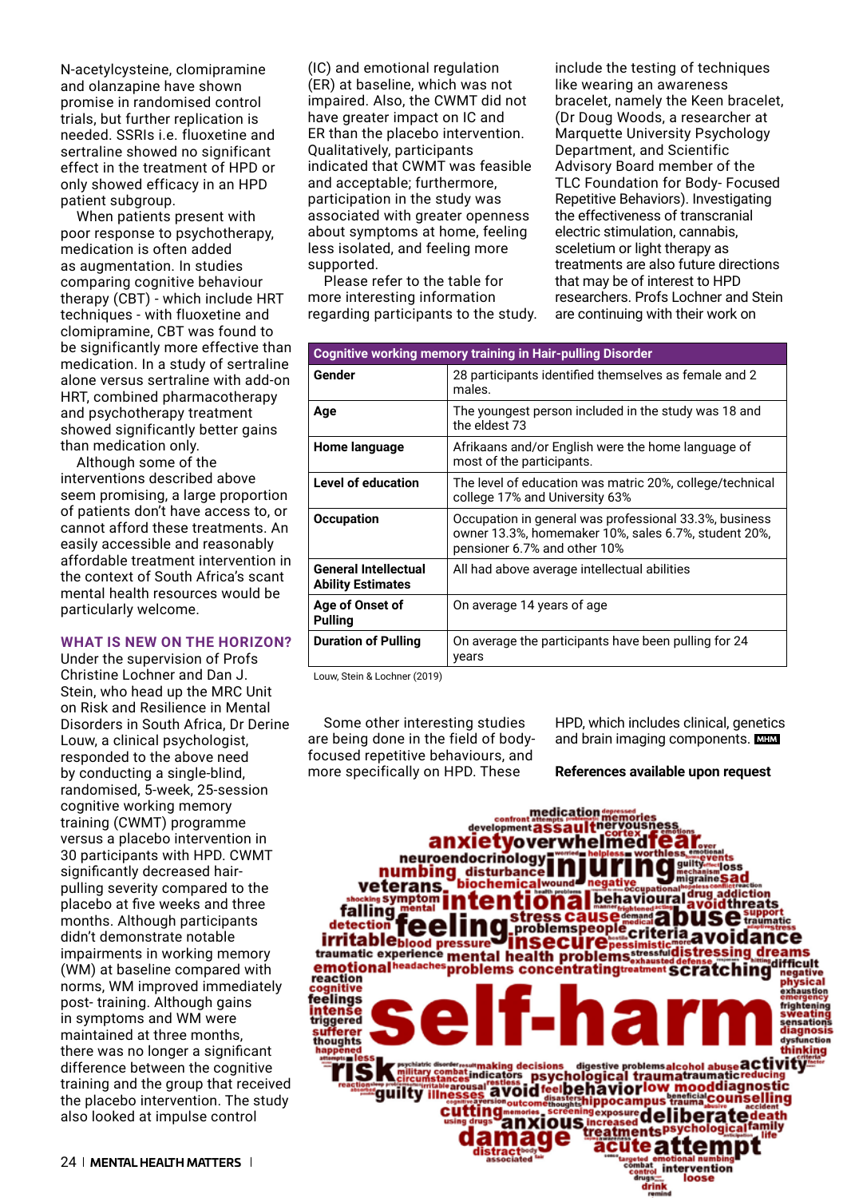N-acetylcysteine, clomipramine and olanzapine have shown promise in randomised control trials, but further replication is needed. SSRIs i.e. fluoxetine and sertraline showed no significant effect in the treatment of HPD or only showed efficacy in an HPD patient subgroup.

When patients present with poor response to psychotherapy, medication is often added as augmentation. In studies comparing cognitive behaviour therapy (CBT) - which include HRT techniques - with fluoxetine and clomipramine, CBT was found to be significantly more effective than medication. In a study of sertraline alone versus sertraline with add-on HRT, combined pharmacotherapy and psychotherapy treatment showed significantly better gains than medication only.

Although some of the interventions described above seem promising, a large proportion of patients don't have access to, or cannot afford these treatments. An easily accessible and reasonably affordable treatment intervention in the context of South Africa's scant mental health resources would be particularly welcome.

## WHAT IS NEW ON THE HORIZON?

Under the supervision of Profs Christine Lochner and Dan J. Stein, who head up the MRC Unit on Risk and Resilience in Mental Disorders in South Africa, Dr Derine Louw, a clinical psychologist, responded to the above need by conducting a single-blind, randomised, 5-week, 25-session cognitive working memory training (CWMT) programme versus a placebo intervention in 30 participants with HPD. CWMT significantly decreased hair-pulling severity compared to the placebo at five weeks and three months. Although participants didn't demonstrate notable impairments in working memory (WM) at baseline compared with norms, WM improved immediately post- training. Although gains in symptoms and WM were maintained at three months, there was no longer a significant difference between the cognitive training and the group that received the placebo intervention. The study also looked at impulse control (IC) and emotional regulation (ER) at baseline, which was not impaired. Also, the CWMT did not have greater impact on IC and ER than the placebo intervention. Qualitatively, participants indicated that CWMT was feasible and acceptable; furthermore, participation in the study was associated with greater openness about symptoms at home, feeling less isolated, and feeling more supported.

Please refer to the table for more interesting information regarding participants to the study.

| Cognitive working memory training in Hair-pulling Disorder | |
|---|---|
| **Gender** | 28 participants identified themselves as female and 2 males. |
| **Age** | The youngest person included in the study was 18 and the eldest 73 |
| **Home language** | Afrikaans and/or English were the home language of most of the participants. |
| **Level of education** | The level of education was matric 20%, college/technical college 17% and University 63% |
| **Occupation** | Occupation in general was professional 33.3%, business owner 13.3%, homemaker 10%, sales 6.7%, student 20%, pensioner 6.7% and other 10% |
| **General Intellectual Ability Estimates** | All had above average intellectual abilities |
| **Age of Onset of Pulling** | On average 14 years of age |
| **Duration of Pulling** | On average the participants have been pulling for 24 years |

Louw, Stein & Lochner (2019)

Some other interesting studies are being done in the field of body-focused repetitive behaviours, and more specifically on HPD. These include the testing of techniques like wearing an awareness bracelet, namely the Keen bracelet, (Dr Doug Woods, a researcher at Marquette University Psychology Department, and Scientific Advisory Board member of the TLC Foundation for Body- Focused Repetitive Behaviors). Investigating the effectiveness of transcranial electric stimulation, cannabis, sceletium or light therapy as treatments are also future directions that may be of interest to HPD researchers. Profs Lochner and Stein are continuing with their work on HPD, which includes clinical, genetics and brain imaging components.

**References available upon request**